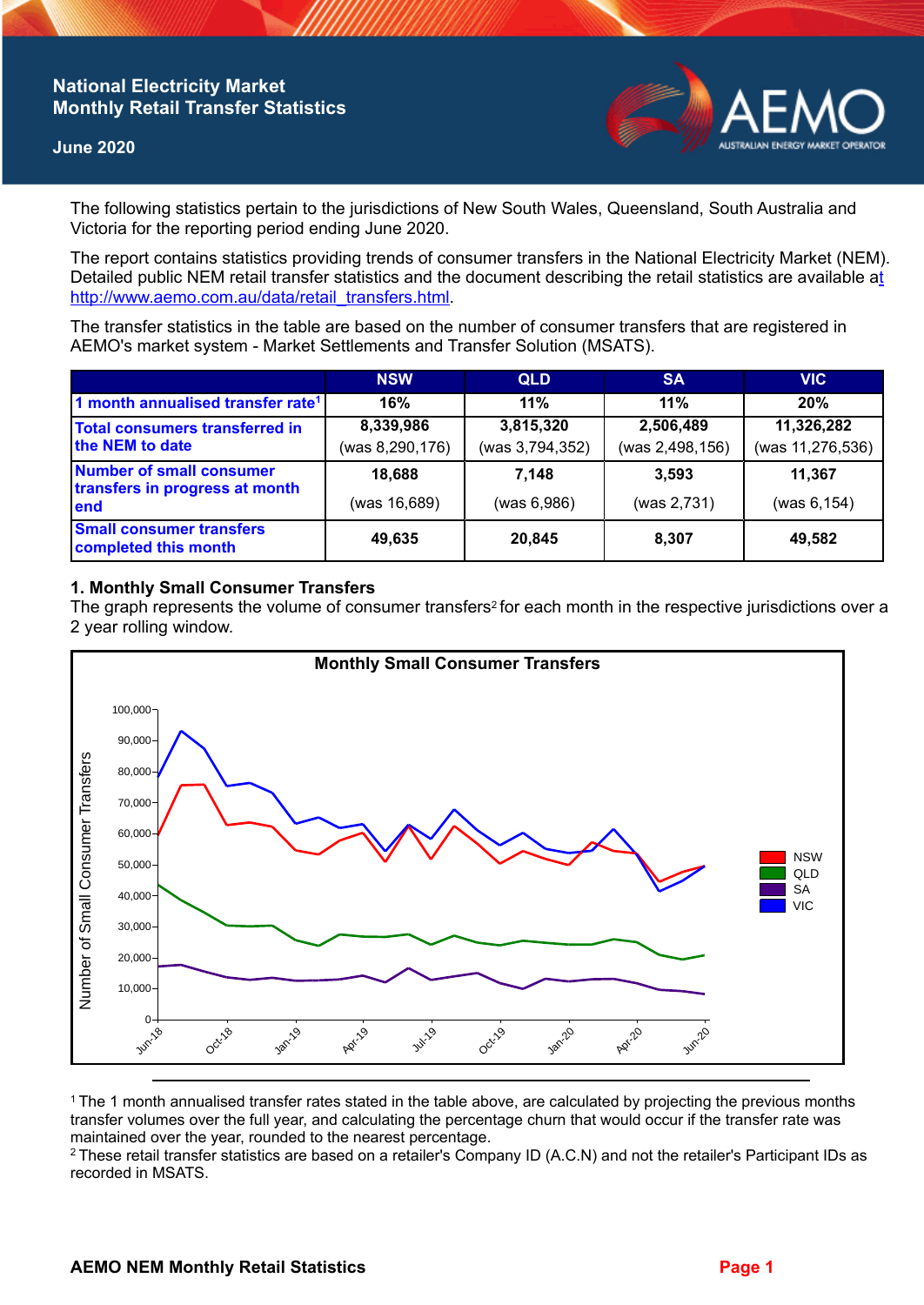# National Electricity Market Monthly Retail Transfer Statistics

**June 2020**

The following statistics pertain to the jurisdictions of New South Wales, Queensland, South Australia and Victoria for the reporting period ending June 2020.

The report contains statistics providing trends of consumer transfers in the National Electricity Market (NEM). Detailed public NEM retail transfer statistics and the document describing the retail statistics are available at http://www.aemo.com.au/data/retail_transfers.html.

The transfer statistics in the table are based on the number of consumer transfers that are registered in AEMO's market system - Market Settlements and Transfer Solution (MSATS).

| | NSW | QLD | SA | VIC |
|---|---|---|---|---|
| 1 month annualised transfer rate[1] | 16% | 11% | 11% | 20% |
| Total consumers transferred in the NEM to date | 8,339,986 (was 8,290,176) | 3,815,320 (was 3,794,352) | 2,506,489 (was 2,498,156) | 11,326,282 (was 11,276,536) |
| Number of small consumer transfers in progress at month end | 18,688 (was 16,689) | 7,148 (was 6,986) | 3,593 (was 2,731) | 11,367 (was 6,154) |
| Small consumer transfers completed this month | 49,635 | 20,845 | 8,307 | 49,582 |

## 1. Monthly Small Consumer Transfers

The graph represents the volume of consumer transfers[2] for each month in the respective jurisdictions over a 2 year rolling window.

[1] The 1 month annualised transfer rates stated in the table above, are calculated by projecting the previous months transfer volumes over the full year, and calculating the percentage churn that would occur if the transfer rate was maintained over the year, rounded to the nearest percentage.

[2] These retail transfer statistics are based on a retailer's Company ID (A.C.N) and not the retailer's Participant IDs as recorded in MSATS.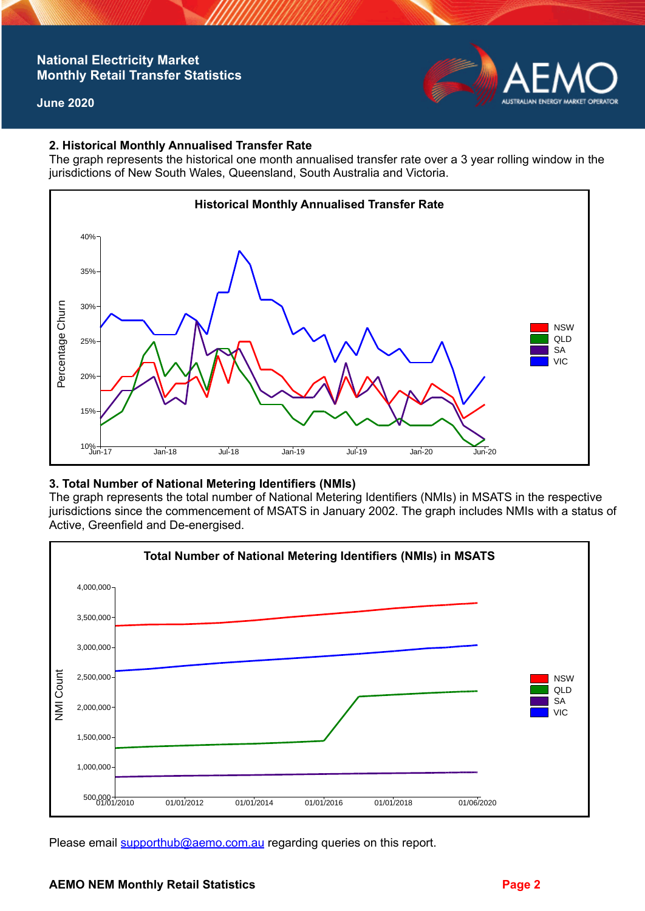National Electricity Market
Monthly Retail Transfer Statistics

June 2020

## 2. Historical Monthly Annualised Transfer Rate

The graph represents the historical one month annualised transfer rate over a 3 year rolling window in the jurisdictions of New South Wales, Queensland, South Australia and Victoria.

Historical Monthly Annualised Transfer Rate

Percentage Churn

40%
35%
30%
25%
20%
15%
10%

Jun-17
Jan-18
Jul-18
Jan-19
Jul-19
Jan-20
Jun-20

NSW
QLD
SA
VIC

## 3. Total Number of National Metering Identifiers (NMIs)

The graph represents the total number of National Metering Identifiers (NMIs) in MSATS in the respective jurisdictions since the commencement of MSATS in January 2002. The graph includes NMIs with a status of Active, Greenfield and De-energised.

Total Number of National Metering Identifiers (NMIs) in MSATS

NMI Count

4,000,000
3,500,000
3,000,000
2,500,000
2,000,000
1,500,000
1,000,000
500,000

01/01/2010
01/01/2012
01/01/2014
01/01/2016
01/01/2018
01/06/2020

NSW
QLD
SA
VIC

Please email supporthub@aemo.com.au regarding queries on this report.